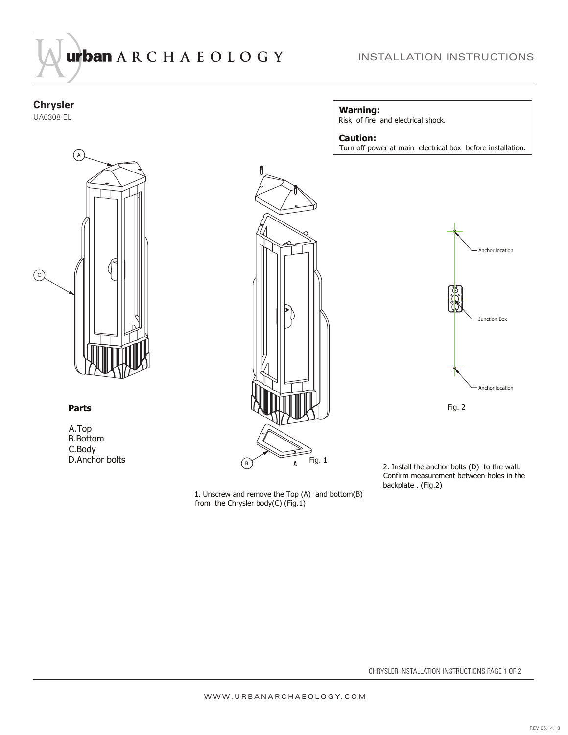# urban ARCHAEOLOGY

INSTALLATION INSTRUCTIONS

## Chrysler

UA0308 EL

**Warning:**
Risk of fire and electrical shock.

**Caution:**
Turn off power at main electrical box before installation.

### Parts

A.Top
B.Bottom
C.Body
D.Anchor bolts

Fig. 1

1. Unscrew and remove the Top (A) and bottom(B) from the Chrysler body(C) (Fig.1)

Anchor location

Junction Box

Anchor location

Fig. 2

2. Install the anchor bolts (D) to the wall. Confirm measurement between holes in the backplate . (Fig.2)

WWW.URBANARCHAEOLOGY.COM

REV 05.14.18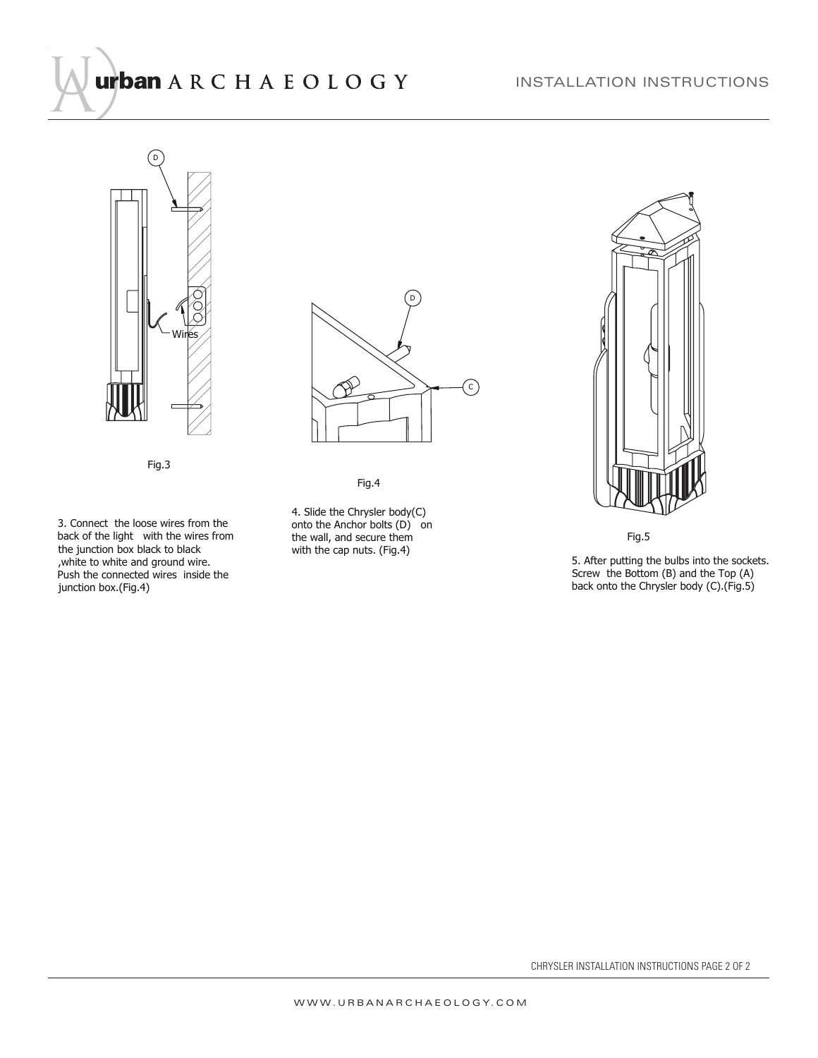D

Wires

Fig.3

3. Connect the loose wires from the back of the light with the wires from the junction box black to black ,white to white and ground wire. Push the connected wires inside the junction box.(Fig.4)

D

C

Fig.4

4. Slide the Chrysler body(C) onto the Anchor bolts (D) on the wall, and secure them with the cap nuts. (Fig.4)

Fig.5

5. After putting the bulbs into the sockets. Screw the Bottom (B) and the Top (A) back onto the Chrysler body (C).(Fig.5)